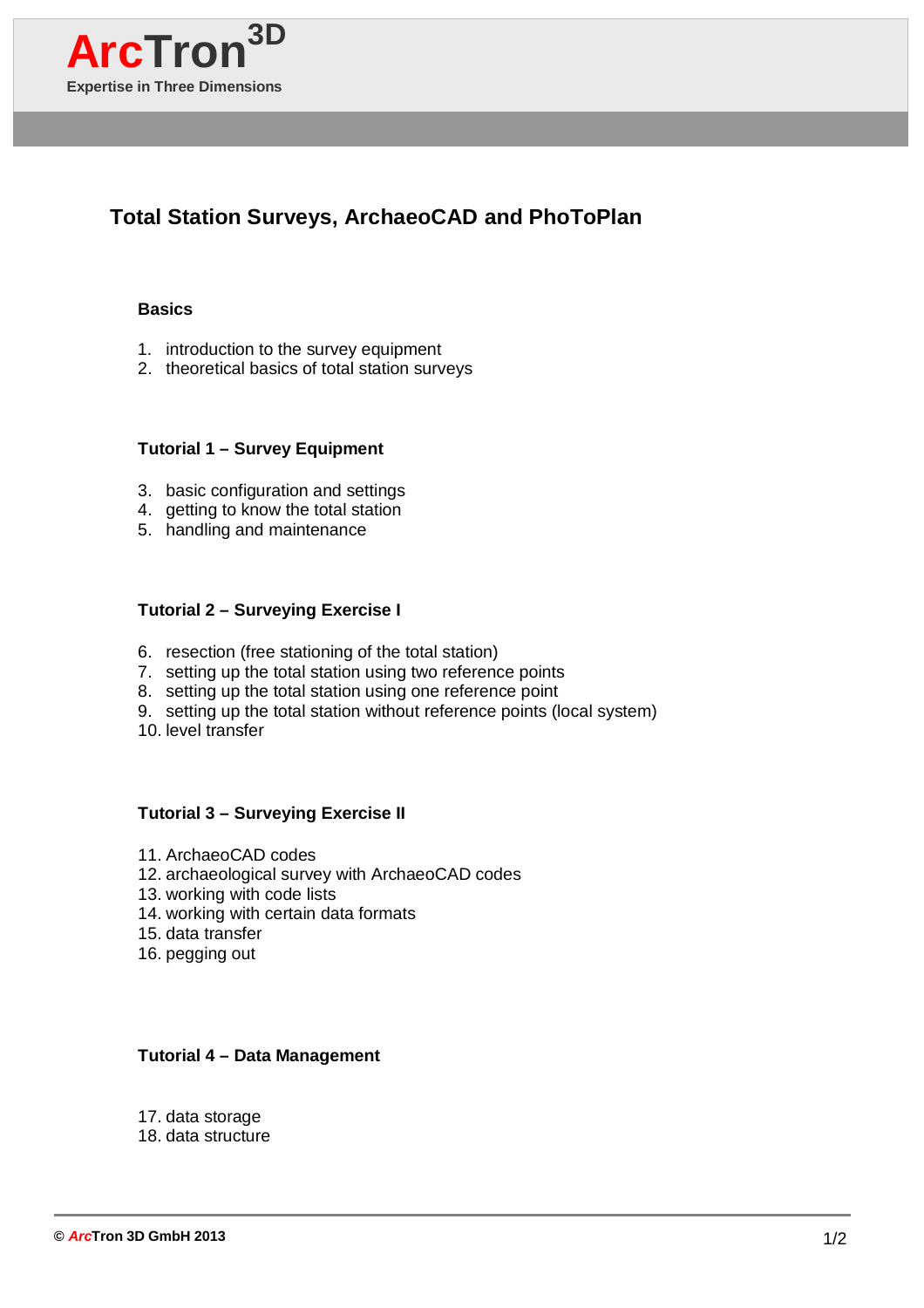ArcTron[3D]

Expertise in Three Dimensions

# Total Station Surveys, ArchaeoCAD and PhoToPlan

### Basics

1. introduction to the survey equipment
2. theoretical basics of total station surveys

### Tutorial 1 – Survey Equipment

3. basic configuration and settings
4. getting to know the total station
5. handling and maintenance

### Tutorial 2 – Surveying Exercise I

6. resection (free stationing of the total station)
7. setting up the total station using two reference points
8. setting up the total station using one reference point
9. setting up the total station without reference points (local system)
10. level transfer

### Tutorial 3 – Surveying Exercise II

11. ArchaeoCAD codes
12. archaeological survey with ArchaeoCAD codes
13. working with code lists
14. working with certain data formats
15. data transfer
16. pegging out

### Tutorial 4 – Data Management

17. data storage
18. data structure

**© *Arc*Tron 3D GmbH 2013**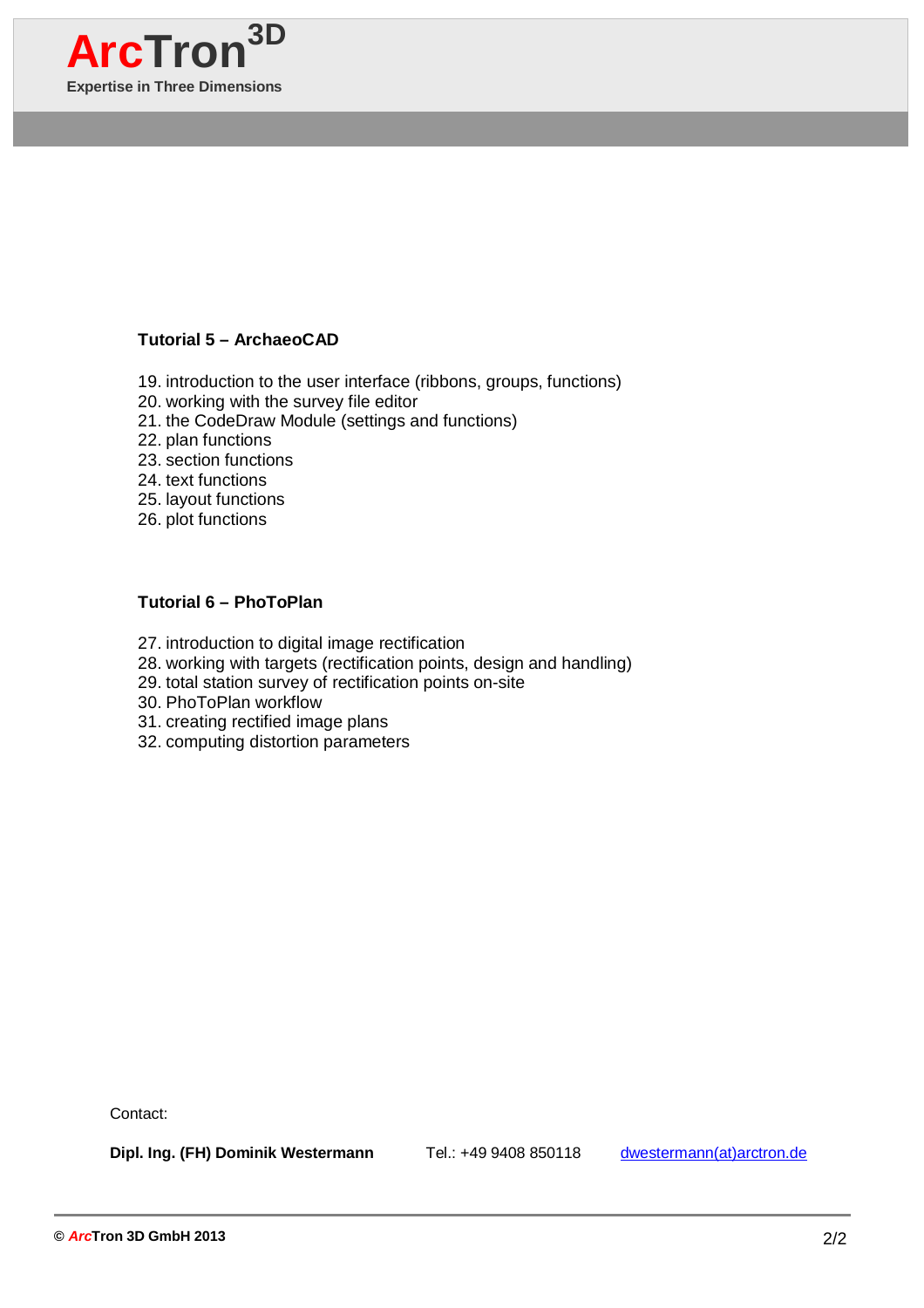### Tutorial 5 – ArchaeoCAD

19. introduction to the user interface (ribbons, groups, functions)
20. working with the survey file editor
21. the CodeDraw Module (settings and functions)
22. plan functions
23. section functions
24. text functions
25. layout functions
26. plot functions

### Tutorial 6 – PhoToPlan

27. introduction to digital image rectification
28. working with targets (rectification points, design and handling)
29. total station survey of rectification points on-site
30. PhoToPlan workflow
31. creating rectified image plans
32. computing distortion parameters

Contact:

**Dipl. Ing. (FH) Dominik Westermann** Tel.: +49 9408 850118 dwestermann(at)arctron.de